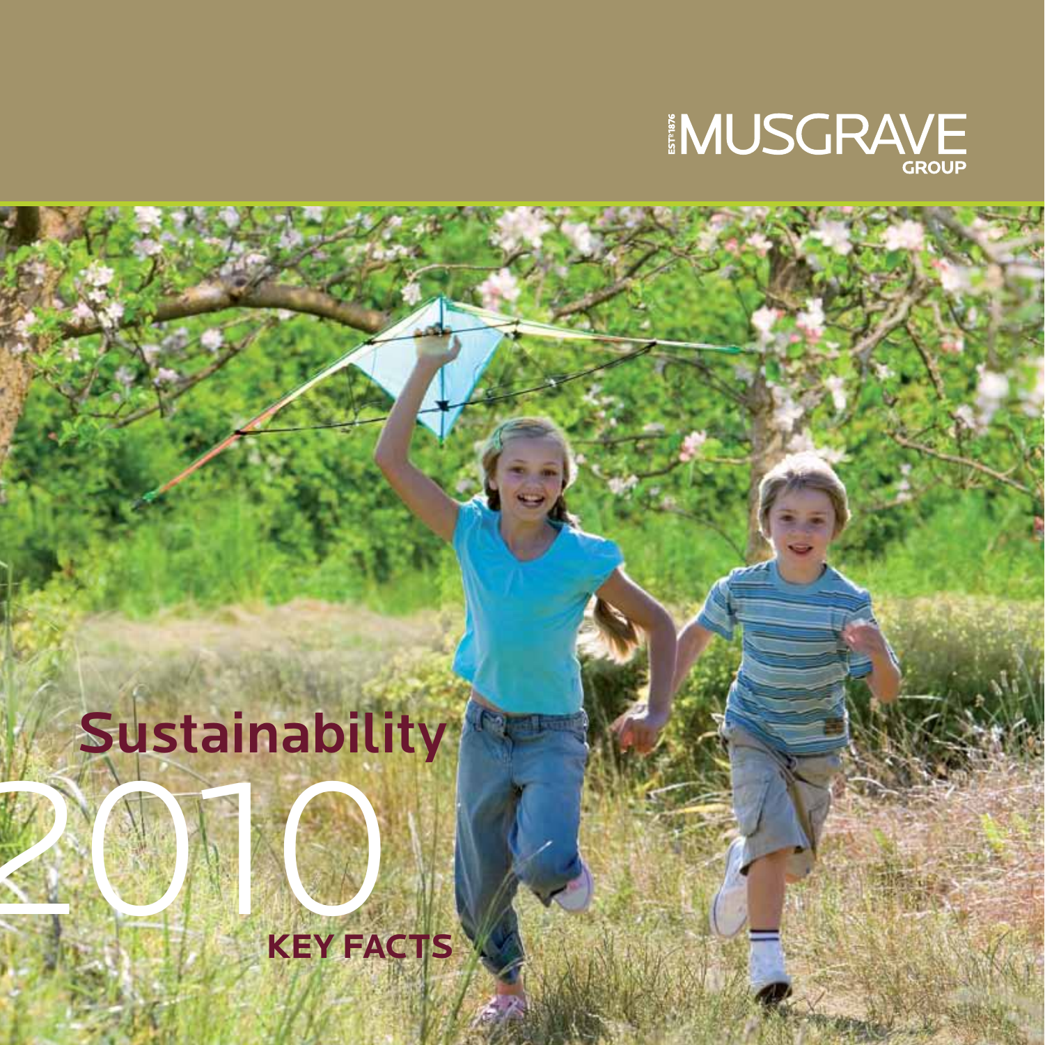EST 1876 MUSGRAVE GROUP

# Sustainability 2010

## KEY FACTS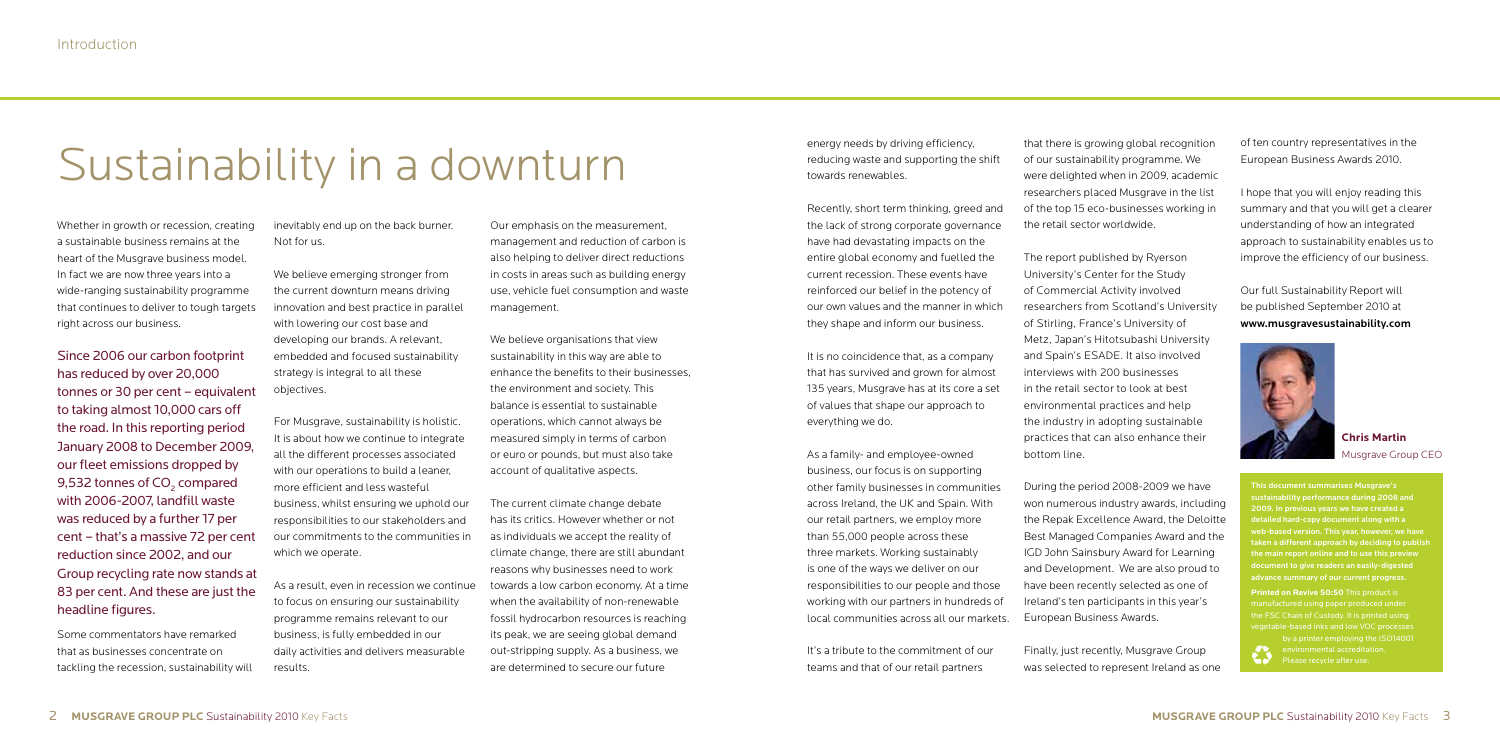# Sustainability in a downturn

Whether in growth or recession, creating a sustainable business remains at the heart of the Musgrave business model. In fact we are now three years into a wide-ranging sustainability programme that continues to deliver to tough targets right across our business.

Since 2006 our carbon footprint has reduced by over 20,000 tonnes or 30 per cent – equivalent to taking almost 10,000 cars off the road. In this reporting period January 2008 to December 2009, our fleet emissions dropped by 9,532 tonnes of $CO_2$ compared with 2006-2007, landfill waste was reduced by a further 17 per cent – that's a massive 72 per cent reduction since 2002, and our Group recycling rate now stands at 83 per cent. And these are just the headline figures.

Some commentators have remarked that as businesses concentrate on tackling the recession, sustainability will inevitably end up on the back burner. Not for us.

We believe emerging stronger from the current downturn means driving innovation and best practice in parallel with lowering our cost base and developing our brands. A relevant, embedded and focused sustainability strategy is integral to all these objectives.

For Musgrave, sustainability is holistic. It is about how we continue to integrate all the different processes associated with our operations to build a leaner, more efficient and less wasteful business, whilst ensuring we uphold our responsibilities to our stakeholders and our commitments to the communities in which we operate.

As a result, even in recession we continue to focus on ensuring our sustainability programme remains relevant to our business, is fully embedded in our daily activities and delivers measurable results.

Our emphasis on the measurement, management and reduction of carbon is also helping to deliver direct reductions in costs in areas such as building energy use, vehicle fuel consumption and waste management.

We believe organisations that view sustainability in this way are able to enhance the benefits to their businesses, the environment and society. This balance is essential to sustainable operations, which cannot always be measured simply in terms of carbon or euro or pounds, but must also take account of qualitative aspects.

The current climate change debate has its critics. However whether or not as individuals we accept the reality of climate change, there are still abundant reasons why businesses need to work towards a low carbon economy. At a time when the availability of non-renewable fossil hydrocarbon resources is reaching its peak, we are seeing global demand out-stripping supply. As a business, we are determined to secure our future energy needs by driving efficiency, reducing waste and supporting the shift towards renewables.

Recently, short term thinking, greed and the lack of strong corporate governance have had devastating impacts on the entire global economy and fuelled the current recession. These events have reinforced our belief in the potency of our own values and the manner in which they shape and inform our business.

It is no coincidence that, as a company that has survived and grown for almost 135 years, Musgrave has at its core a set of values that shape our approach to everything we do.

As a family- and employee-owned business, our focus is on supporting other family businesses in communities across Ireland, the UK and Spain. With our retail partners, we employ more than 55,000 people across these three markets. Working sustainably is one of the ways we deliver on our responsibilities to our people and those working with our partners in hundreds of local communities across all our markets.

It's a tribute to the commitment of our teams and that of our retail partners that there is growing global recognition of our sustainability programme. We were delighted when in 2009, academic researchers placed Musgrave in the list of the top 15 eco-businesses working in the retail sector worldwide.

The report published by Ryerson University's Center for the Study of Commercial Activity involved researchers from Scotland's University of Stirling, France's University of Metz, Japan's Hitotsubashi University and Spain's ESADE. It also involved interviews with 200 businesses in the retail sector to look at best environmental practices and help the industry in adopting sustainable practices that can also enhance their bottom line.

During the period 2008-2009 we have won numerous industry awards, including the Repak Excellence Award, the Deloitte Best Managed Companies Award and the IGD John Sainsbury Award for Learning and Development. We are also proud to have been recently selected as one of Ireland's ten participants in this year's European Business Awards.

Finally, just recently, Musgrave Group was selected to represent Ireland as one of ten country representatives in the European Business Awards 2010.

I hope that you will enjoy reading this summary and that you will get a clearer understanding of how an integrated approach to sustainability enables us to improve the efficiency of our business.

Our full Sustainability Report will be published September 2010 at **www.musgravesustainability.com**

**Chris Martin**
Musgrave Group CEO

**This document summarises Musgrave's sustainability performance during 2008 and 2009. In previous years we have created a detailed hard-copy document along with a web-based version. This year, however, we have taken a different approach by deciding to publish the main report online and to use this preview document to give readers an easily-digested advance summary of our current progress.**

**Printed on Revive 50:50** This product is manufactured using paper produced under the FSC Chain of Custody. It is printed using vegetable-based inks and low VOC processes by a printer employing the ISO14001 environmental accreditation. Please recycle after use.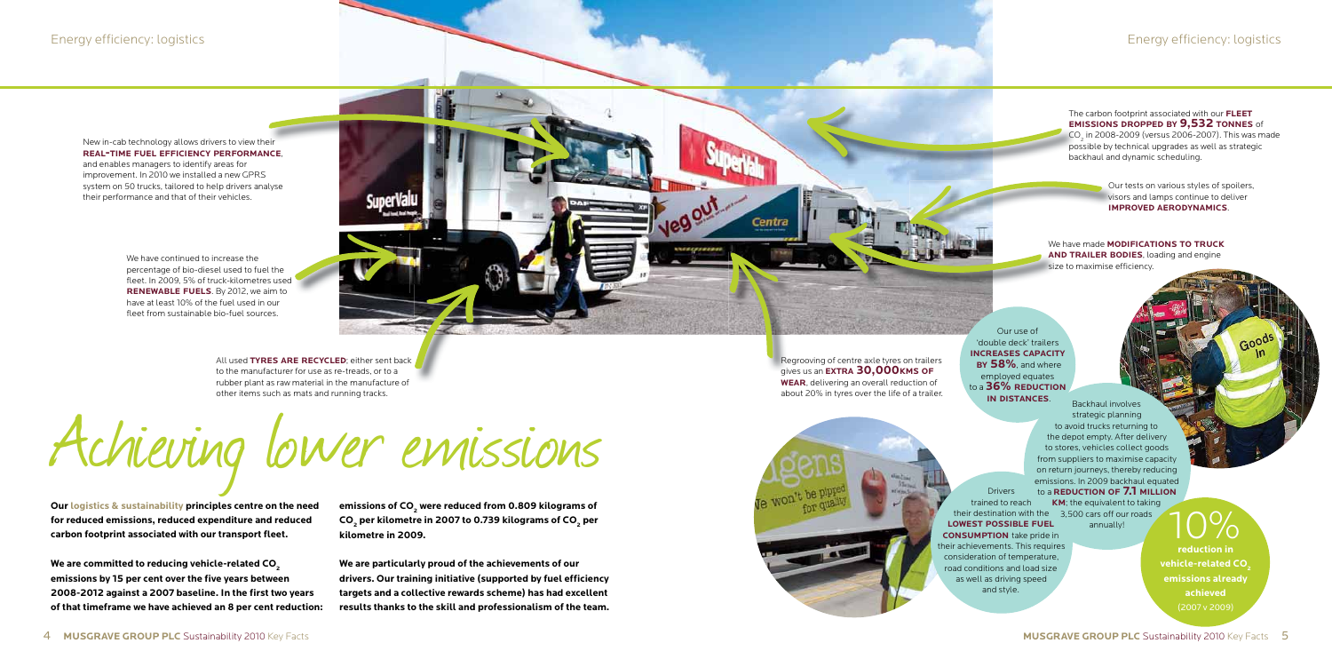# Achieving lower emissions

**Our logistics & sustainability principles centre on the need for reduced emissions, reduced expenditure and reduced carbon footprint associated with our transport fleet.**

**We are committed to reducing vehicle-related $CO_2$ emissions by 15 per cent over the five years between 2008-2012 against a 2007 baseline. In the first two years of that timeframe we have achieved an 8 per cent reduction: emissions of $CO_2$ were reduced from 0.809 kilograms of $CO_2$ per kilometre in 2007 to 0.739 kilograms of $CO_2$ per kilometre in 2009.**

**We are particularly proud of the achievements of our drivers. Our training initiative (supported by fuel efficiency targets and a collective rewards scheme) has had excellent results thanks to the skill and professionalism of the team.**

New in-cab technology allows drivers to view their **REAL-TIME FUEL EFFICIENCY PERFORMANCE**, and enables managers to identify areas for improvement. In 2010 we installed a new GPRS system on 50 trucks, tailored to help drivers analyse their performance and that of their vehicles.

We have continued to increase the percentage of bio-diesel used to fuel the fleet. In 2009, 5% of truck-kilometres used **RENEWABLE FUELS**. By 2012, we aim to have at least 10% of the fuel used in our fleet from sustainable bio-fuel sources.

All used **TYRES ARE RECYCLED**; either sent back to the manufacturer for use as re-treads, or to a rubber plant as raw material in the manufacture of other items such as mats and running tracks.

Regrooving of centre axle tyres on trailers gives us an **EXTRA 30,000KMS OF WEAR**, delivering an overall reduction of about 20% in tyres over the life of a trailer.

The carbon footprint associated with our **FLEET EMISSIONS DROPPED BY 9,532 TONNES** of $CO_2$ in 2008-2009 (versus 2006-2007). This was made possible by technical upgrades as well as strategic backhaul and dynamic scheduling.

Our tests on various styles of spoilers, visors and lamps continue to deliver **IMPROVED AERODYNAMICS**.

We have made **MODIFICATIONS TO TRUCK AND TRAILER BODIES**, loading and engine size to maximise efficiency.

Our use of 'double deck' trailers **INCREASES CAPACITY BY 58%**, and where employed equates to a **36% REDUCTION IN DISTANCES**.

Backhaul involves strategic planning to avoid trucks returning to the depot empty. After delivery to stores, vehicles collect goods from suppliers to maximise capacity on return journeys, thereby reducing emissions. In 2009 backhaul equated to a **REDUCTION OF 7.1 MILLION KM**; the equivalent to taking 3,500 cars off our roads annually!

Drivers trained to reach their destination with the **LOWEST POSSIBLE FUEL CONSUMPTION** take pride in their achievements. This requires consideration of temperature, road conditions and load size as well as driving speed and style.

**10% reduction in vehicle-related $CO_2$ emissions already achieved** (2007 v 2009)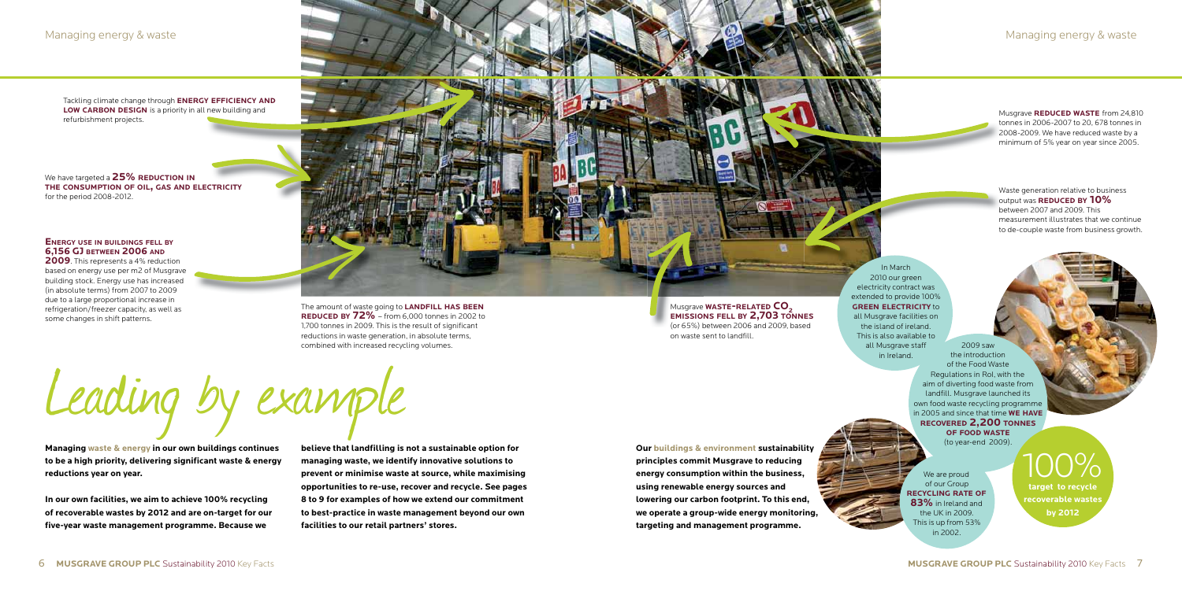# Leading by example

Tackling climate change through **ENERGY EFFICIENCY AND LOW CARBON DESIGN** is a priority in all new building and refurbishment projects.

We have targeted a **25% REDUCTION IN THE CONSUMPTION OF OIL, GAS AND ELECTRICITY** for the period 2008-2012.

**ENERGY USE IN BUILDINGS FELL BY 6,156 GJ BETWEEN 2006 AND 2009**. This represents a 4% reduction based on energy use per m2 of Musgrave building stock. Energy use has increased (in absolute terms) from 2007 to 2009 due to a large proportional increase in refrigeration/freezer capacity, as well as some changes in shift patterns.

The amount of waste going to **LANDFILL HAS BEEN REDUCED BY 72%** – from 6,000 tonnes in 2002 to 1,700 tonnes in 2009. This is the result of significant reductions in waste generation, in absolute terms, combined with increased recycling volumes.

Musgrave **WASTE-RELATED $CO_2$ EMISSIONS FELL BY 2,703 TONNES** (or 65%) between 2006 and 2009, based on waste sent to landfill.

Musgrave **REDUCED WASTE** from 24,810 tonnes in 2006-2007 to 20, 678 tonnes in 2008-2009. We have reduced waste by a minimum of 5% year on year since 2005.

Waste generation relative to business output was **REDUCED BY 10%** between 2007 and 2009. This measurement illustrates that we continue to de-couple waste from business growth.

In March 2010 our green electricity contract was extended to provide 100% **GREEN ELECTRICITY** to all Musgrave facilities on the island of Ireland. This is also available to all Musgrave staff in Ireland.

2009 saw the introduction of the Food Waste Regulations in RoI, with the aim of diverting food waste from landfill. Musgrave launched its own food waste recycling programme in 2005 and since that time **WE HAVE RECOVERED 2,200 TONNES OF FOOD WASTE** (to year-end 2009).

**Managing waste & energy in our own buildings continues to be a high priority, delivering significant waste & energy reductions year on year.**

**In our own facilities, we aim to achieve 100% recycling of recoverable wastes by 2012 and are on-target for our five-year waste management programme. Because we believe that landfilling is not a sustainable option for managing waste, we identify innovative solutions to prevent or minimise waste at source, while maximising opportunities to re-use, recover and recycle. See pages 8 to 9 for examples of how we extend our commitment to best-practice in waste management beyond our own facilities to our retail partners' stores.**

**Our buildings & environment sustainability principles commit Musgrave to reducing energy consumption within the business, using renewable energy sources and lowering our carbon footprint. To this end, we operate a group-wide energy monitoring, targeting and management programme.**

We are proud of our Group **RECYCLING RATE OF 83%** in Ireland and the UK in 2009. This is up from 53% in 2002.

**100%**
**target to recycle recoverable wastes by 2012**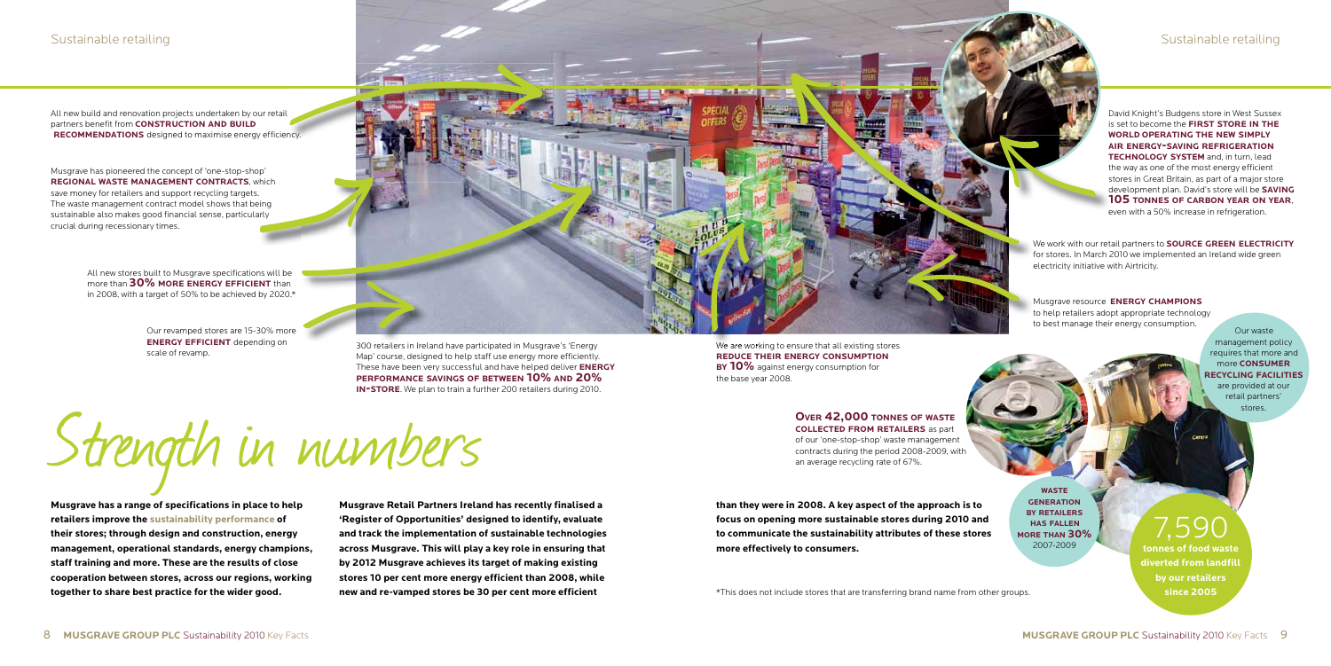# Strength in numbers

**Musgrave has a range of specifications in place to help retailers improve the sustainability performance of their stores; through design and construction, energy management, operational standards, energy champions, staff training and more. These are the results of close cooperation between stores, across our regions, working together to share best practice for the wider good.**

**Musgrave Retail Partners Ireland has recently finalised a 'Register of Opportunities' designed to identify, evaluate and track the implementation of sustainable technologies across Musgrave. This will play a key role in ensuring that by 2012 Musgrave achieves its target of making existing stores 10 per cent more energy efficient than 2008, while new and re-vamped stores be 30 per cent more efficient than they were in 2008. A key aspect of the approach is to focus on opening more sustainable stores during 2010 and to communicate the sustainability attributes of these stores more effectively to consumers.**

All new build and renovation projects undertaken by our retail partners benefit from **CONSTRUCTION AND BUILD RECOMMENDATIONS** designed to maximise energy efficiency.

Musgrave has pioneered the concept of 'one-stop-shop' **REGIONAL WASTE MANAGEMENT CONTRACTS**, which save money for retailers and support recycling targets. The waste management contract model shows that being sustainable also makes good financial sense, particularly crucial during recessionary times.

All new stores built to Musgrave specifications will be more than **30% MORE ENERGY EFFICIENT** than in 2008, with a target of 50% to be achieved by 2020.*

Our revamped stores are 15-30% more **ENERGY EFFICIENT** depending on scale of revamp.

300 retailers in Ireland have participated in Musgrave's 'Energy Map' course, designed to help staff use energy more efficiently. These have been very successful and have helped deliver **ENERGY PERFORMANCE SAVINGS OF BETWEEN 10% AND 20% IN-STORE**. We plan to train a further 200 retailers during 2010.

We are working to ensure that all existing stores **REDUCE THEIR ENERGY CONSUMPTION BY 10%** against energy consumption for the base year 2008.

**OVER 42,000 TONNES OF WASTE COLLECTED FROM RETAILERS** as part of our 'one-stop-shop' waste management contracts during the period 2008-2009, with an average recycling rate of 67%.

David Knight's Budgens store in West Sussex is set to become the **FIRST STORE IN THE WORLD OPERATING THE NEW SIMPLY AIR ENERGY-SAVING REFRIGERATION TECHNOLOGY SYSTEM** and, in turn, lead the way as one of the most energy efficient stores in Great Britain, as part of a major store development plan. David's store will be **SAVING 105 TONNES OF CARBON YEAR ON YEAR**, even with a 50% increase in refrigeration.

We work with our retail partners to **SOURCE GREEN ELECTRICITY** for stores. In March 2010 we implemented an Ireland wide green electricity initiative with Airtricity.

Musgrave resource **ENERGY CHAMPIONS** to help retailers adopt appropriate technology to best manage their energy consumption.

Our waste management policy requires that more and more **CONSUMER RECYCLING FACILITIES** are provided at our retail partners' stores.

**WASTE GENERATION BY RETAILERS HAS FALLEN MORE THAN 30%** 2007-2009

**7,590 tonnes of food waste diverted from landfill by our retailers since 2005**

*This does not include stores that are transferring brand name from other groups.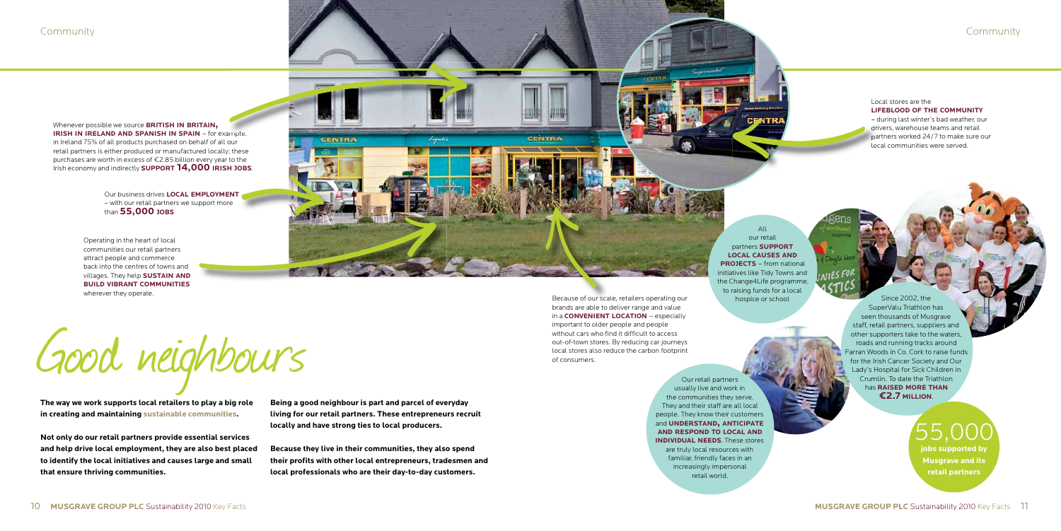# Good neighbours

**The way we work supports local retailers to play a big role in creating and maintaining sustainable communities.**

**Not only do our retail partners provide essential services and help drive local employment, they are also best placed to identify the local initiatives and causes large and small that ensure thriving communities.**

**Being a good neighbour is part and parcel of everyday living for our retail partners. These entrepreneurs recruit locally and have strong ties to local producers.**

**Because they live in their communities, they also spend their profits with other local entrepreneurs, tradesmen and local professionals who are their day-to-day customers.**

Whenever possible we source **BRITISH IN BRITAIN, IRISH IN IRELAND AND SPANISH IN SPAIN** – for example, in Ireland 75% of all products purchased on behalf of all our retail partners is either produced or manufactured locally; these purchases are worth in excess of €2.85 billion every year to the Irish economy and indirectly **SUPPORT 14,000 IRISH JOBS**.

Our business drives **LOCAL EMPLOYMENT** – with our retail partners we support more than **55,000 JOBS**

Operating in the heart of local communities our retail partners attract people and commerce back into the centres of towns and villages. They help **SUSTAIN AND BUILD VIBRANT COMMUNITIES** wherever they operate.

Because of our scale, retailers operating our brands are able to deliver range and value in a **CONVENIENT LOCATION** – especially important to older people and people without cars who find it difficult to access out-of-town stores. By reducing car journeys local stores also reduce the carbon footprint of consumers.

Local stores are the **LIFEBLOOD OF THE COMMUNITY** – during last winter's bad weather, our drivers, warehouse teams and retail partners worked 24/7 to make sure our local communities were served.

All our retail partners **SUPPORT LOCAL CAUSES AND PROJECTS** – from national initiatives like Tidy Towns and the Change4Life programme, to raising funds for a local hospice or school

Our retail partners usually live and work in the communities they serve. They and their staff are all local people. They know their customers and **UNDERSTAND, ANTICIPATE AND RESPOND TO LOCAL AND INDIVIDUAL NEEDS**. These stores are truly local resources with familiar, friendly faces in an increasingly impersonal retail world.

Since 2002, the SuperValu Triathlon has seen thousands of Musgrave staff, retail partners, suppliers and other supporters take to the waters, roads and running tracks around Farran Woods in Co. Cork to raise funds for the Irish Cancer Society and Our Lady's Hospital for Sick Children in Crumlin. To date the Triathlon has **RAISED MORE THAN €2.7 MILLION**.

**55,000**
**jobs supported by Musgrave and its retail partners**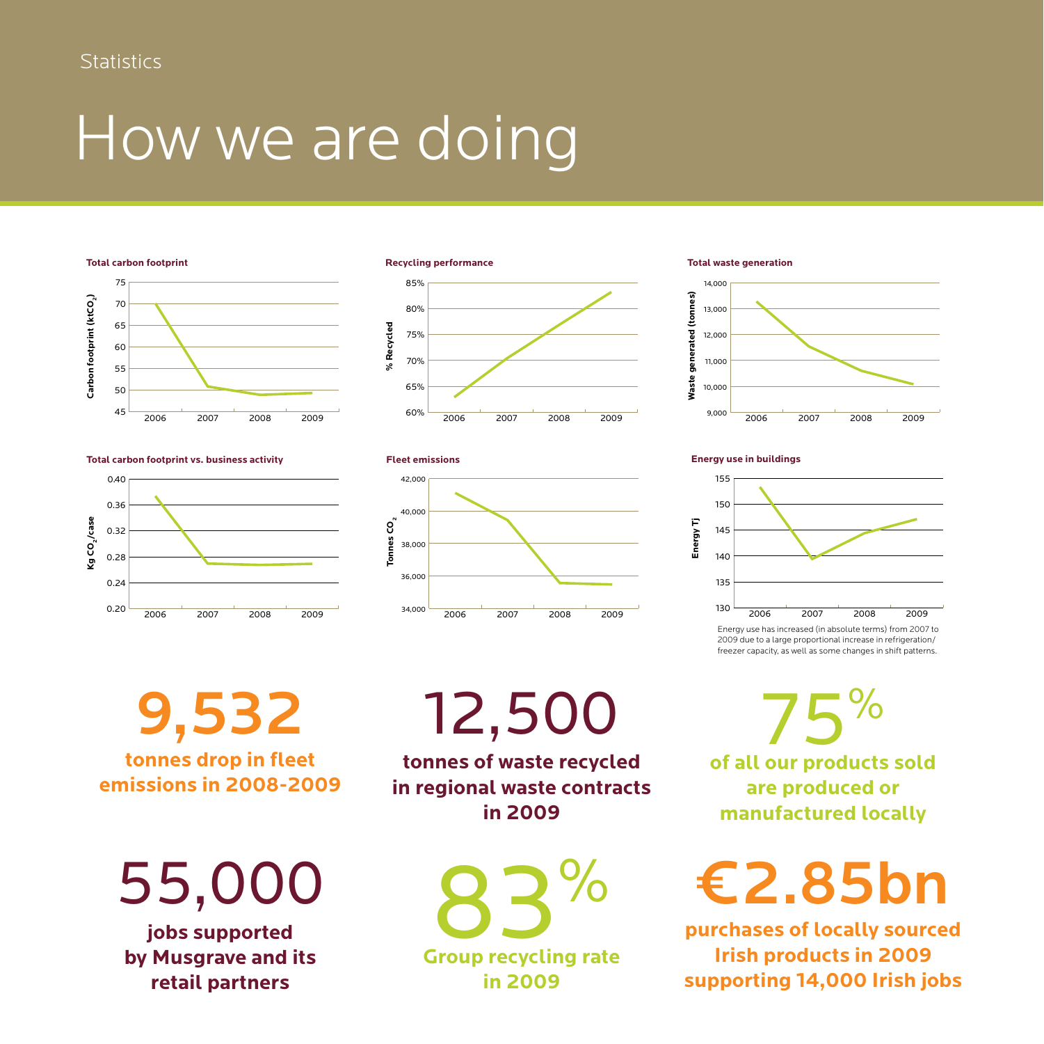Statistics

# How we are doing

### Total carbon footprint

Carbon footprint ($ktCO_2$)

75
70
65
60
55
50
45

2006 2007 2008 2009

### Recycling performance

% Recycled

85%
80%
75%
70%
65%
60%

2006 2007 2008 2009

### Total waste generation

Waste generated (tonnes)

14,000
13,000
12,000
11,000
10,000
9,000

2006 2007 2008 2009

### Total carbon footprint vs. business activity

Kg $CO_2$/case

0.40
0.36
0.32
0.28
0.24
0.20

2006 2007 2008 2009

### Fleet emissions

Tonnes $CO_2$

42,000
40,000
38,000
36,000
34,000

2006 2007 2008 2009

### Energy use in buildings

Energy Tj

155
150
145
140
135
130

2006 2007 2008 2009

Energy use has increased (in absolute terms) from 2007 to 2009 due to a large proportional increase in refrigeration/freezer capacity, as well as some changes in shift patterns.

**9,532**
**tonnes drop in fleet emissions in 2008-2009**

**12,500**
**tonnes of waste recycled in regional waste contracts in 2009**

**75%**
**of all our products sold are produced or manufactured locally**

**55,000**
**jobs supported by Musgrave and its retail partners**

**83%**
**Group recycling rate in 2009**

**€2.85bn**
**purchases of locally sourced Irish products in 2009 supporting 14,000 Irish jobs**